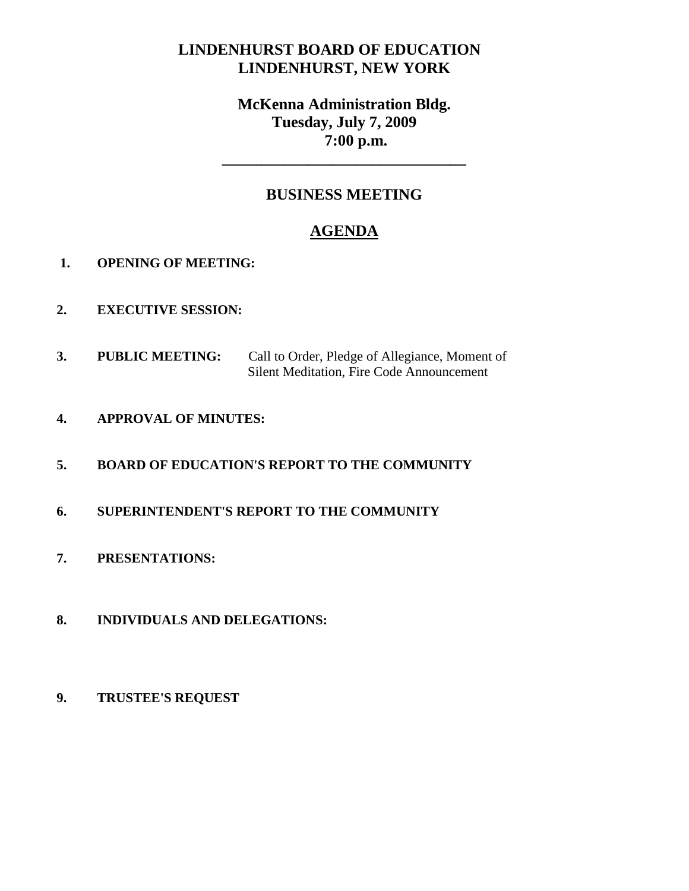# LINDENHURST BOARD OF EDUCATION
# LINDENHURST, NEW YORK

## McKenna Administration Bldg.
## Tuesday, July 7, 2009
## 7:00 p.m.

---

## BUSINESS MEETING

## AGENDA

1. **OPENING OF MEETING:**

2. **EXECUTIVE SESSION:**

3. **PUBLIC MEETING:** Call to Order, Pledge of Allegiance, Moment of Silent Meditation, Fire Code Announcement

4. **APPROVAL OF MINUTES:**

5. **BOARD OF EDUCATION'S REPORT TO THE COMMUNITY**

6. **SUPERINTENDENT'S REPORT TO THE COMMUNITY**

7. **PRESENTATIONS:**

8. **INDIVIDUALS AND DELEGATIONS:**

9. **TRUSTEE'S REQUEST**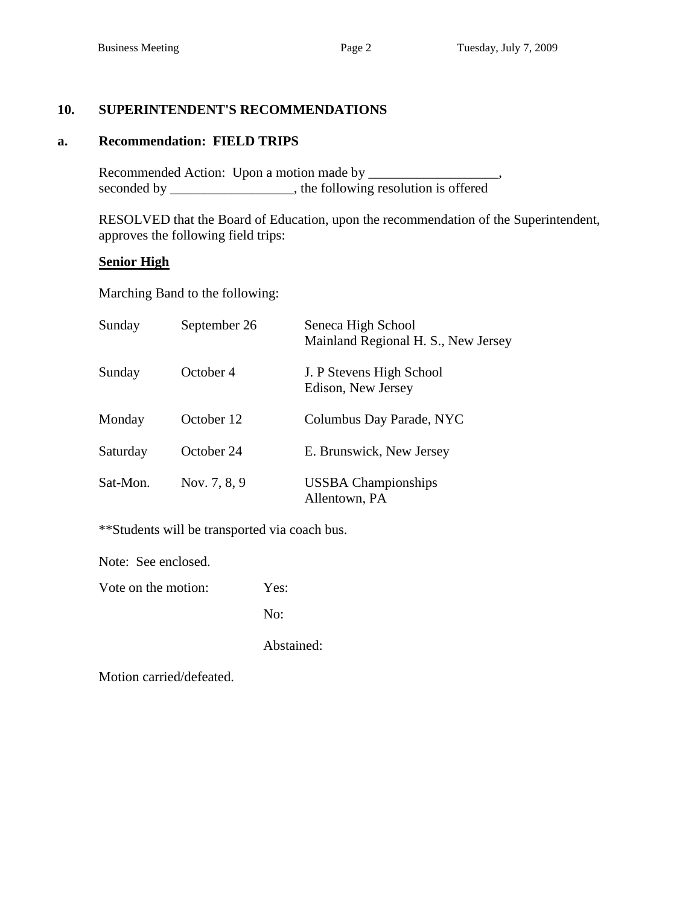## 10. SUPERINTENDENT'S RECOMMENDATIONS

### a. Recommendation: FIELD TRIPS

Recommended Action: Upon a motion made by ___________________, seconded by __________________, the following resolution is offered

RESOLVED that the Board of Education, upon the recommendation of the Superintendent, approves the following field trips:

**Senior High**

Marching Band to the following:

| | | |
|---|---|---|
| Sunday | September 26 | Seneca High School<br>Mainland Regional H. S., New Jersey |
| Sunday | October 4 | J. P Stevens High School<br>Edison, New Jersey |
| Monday | October 12 | Columbus Day Parade, NYC |
| Saturday | October 24 | E. Brunswick, New Jersey |
| Sat-Mon. | Nov. 7, 8, 9 | USSBA Championships<br>Allentown, PA |

**Students will be transported via coach bus.

Note: See enclosed.

Vote on the motion: Yes:

No:

Abstained:

Motion carried/defeated.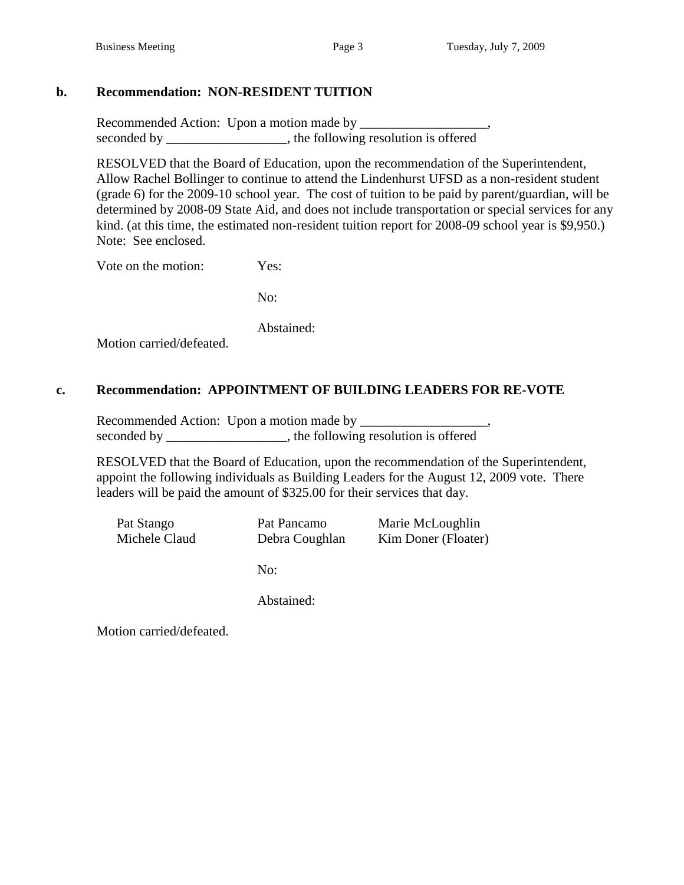## b. Recommendation: NON-RESIDENT TUITION

Recommended Action: Upon a motion made by ___________________, seconded by __________________, the following resolution is offered

RESOLVED that the Board of Education, upon the recommendation of the Superintendent, Allow Rachel Bollinger to continue to attend the Lindenhurst UFSD as a non-resident student (grade 6) for the 2009-10 school year. The cost of tuition to be paid by parent/guardian, will be determined by 2008-09 State Aid, and does not include transportation or special services for any kind. (at this time, the estimated non-resident tuition report for 2008-09 school year is $9,950.) Note: See enclosed.

Vote on the motion: Yes:

No:

Abstained:

Motion carried/defeated.

## c. Recommendation: APPOINTMENT OF BUILDING LEADERS FOR RE-VOTE

Recommended Action: Upon a motion made by ___________________, seconded by __________________, the following resolution is offered

RESOLVED that the Board of Education, upon the recommendation of the Superintendent, appoint the following individuals as Building Leaders for the August 12, 2009 vote. There leaders will be paid the amount of $325.00 for their services that day.

| | | |
|---|---|---|
| Pat Stango | Pat Pancamo | Marie McLoughlin |
| Michele Claud | Debra Coughlan | Kim Doner (Floater) |

No:

Abstained:

Motion carried/defeated.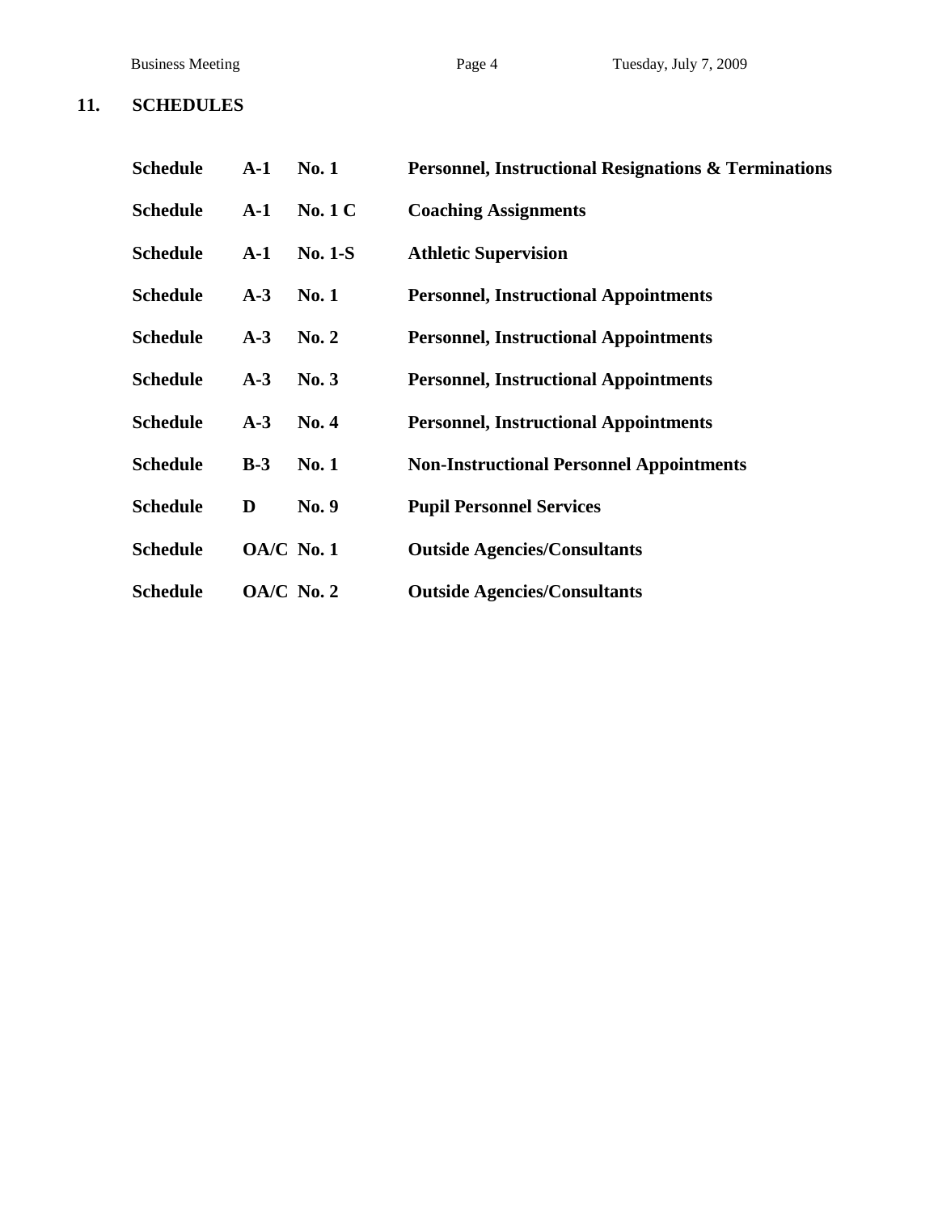## 11. SCHEDULES

| | | | |
|---|---|---|---|
| **Schedule** | **A-1** | **No. 1** | **Personnel, Instructional Resignations & Terminations** |
| **Schedule** | **A-1** | **No. 1 C** | **Coaching Assignments** |
| **Schedule** | **A-1** | **No. 1-S** | **Athletic Supervision** |
| **Schedule** | **A-3** | **No. 1** | **Personnel, Instructional Appointments** |
| **Schedule** | **A-3** | **No. 2** | **Personnel, Instructional Appointments** |
| **Schedule** | **A-3** | **No. 3** | **Personnel, Instructional Appointments** |
| **Schedule** | **A-3** | **No. 4** | **Personnel, Instructional Appointments** |
| **Schedule** | **B-3** | **No. 1** | **Non-Instructional Personnel Appointments** |
| **Schedule** | **D** | **No. 9** | **Pupil Personnel Services** |
| **Schedule** | **OA/C** | **No. 1** | **Outside Agencies/Consultants** |
| **Schedule** | **OA/C** | **No. 2** | **Outside Agencies/Consultants** |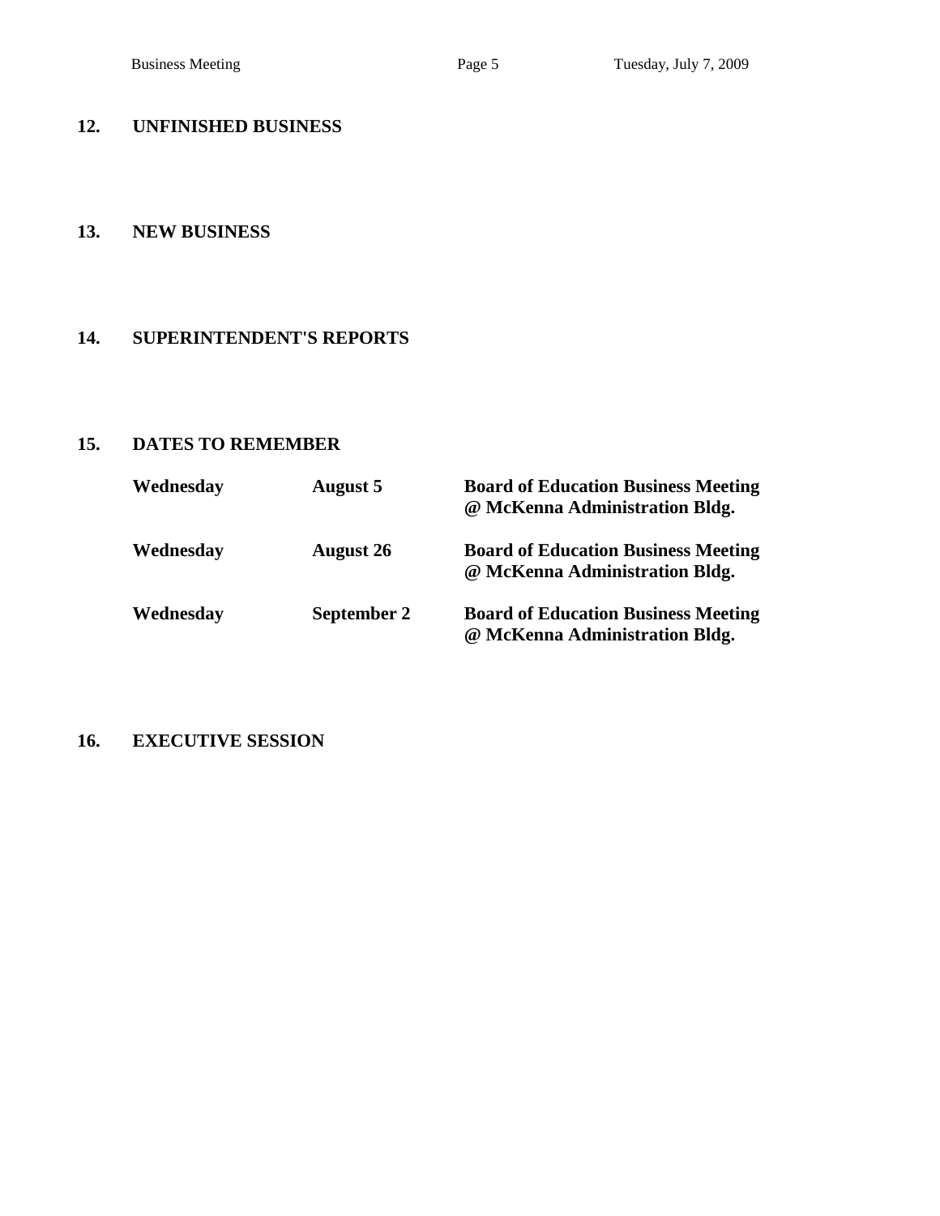## 12. UNFINISHED BUSINESS

## 13. NEW BUSINESS

## 14. SUPERINTENDENT'S REPORTS

## 15. DATES TO REMEMBER

| | | |
|---|---|---|
| **Wednesday** | **August 5** | **Board of Education Business Meeting @ McKenna Administration Bldg.** |
| **Wednesday** | **August 26** | **Board of Education Business Meeting @ McKenna Administration Bldg.** |
| **Wednesday** | **September 2** | **Board of Education Business Meeting @ McKenna Administration Bldg.** |

## 16. EXECUTIVE SESSION